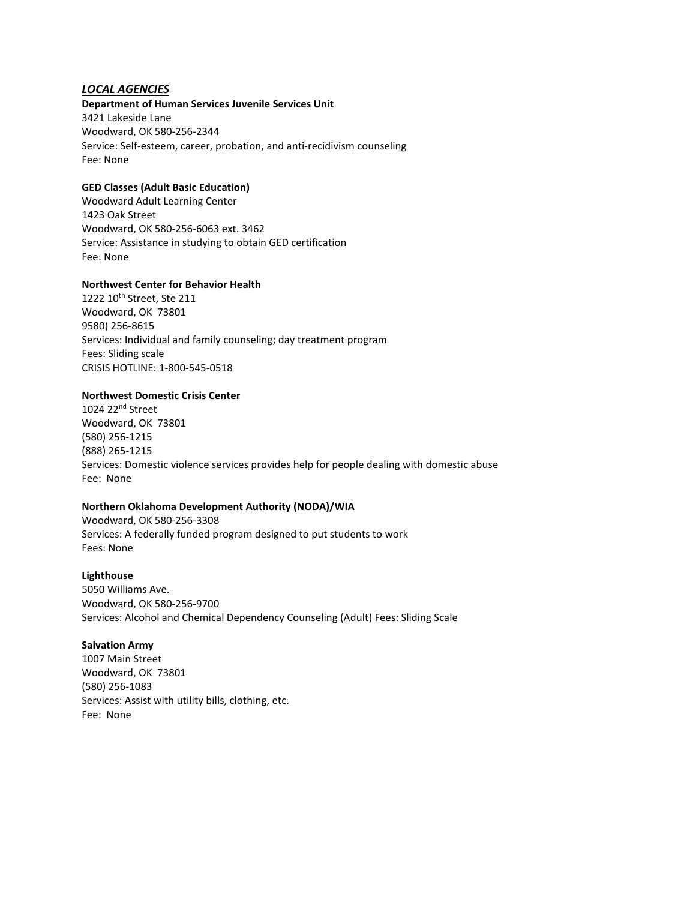## ***LOCAL AGENCIES***

**Department of Human Services Juvenile Services Unit**
3421 Lakeside Lane
Woodward, OK 580-256-2344
Service: Self-esteem, career, probation, and anti-recidivism counseling
Fee: None

**GED Classes (Adult Basic Education)**
Woodward Adult Learning Center
1423 Oak Street
Woodward, OK 580-256-6063 ext. 3462
Service: Assistance in studying to obtain GED certification
Fee: None

**Northwest Center for Behavior Health**
1222 10th Street, Ste 211
Woodward, OK 73801
9580) 256-8615
Services: Individual and family counseling; day treatment program
Fees: Sliding scale
CRISIS HOTLINE: 1-800-545-0518

**Northwest Domestic Crisis Center**
1024 22nd Street
Woodward, OK 73801
(580) 256-1215
(888) 265-1215
Services: Domestic violence services provides help for people dealing with domestic abuse
Fee: None

**Northern Oklahoma Development Authority (NODA)/WIA**
Woodward, OK 580-256-3308
Services: A federally funded program designed to put students to work
Fees: None

**Lighthouse**
5050 Williams Ave.
Woodward, OK 580-256-9700
Services: Alcohol and Chemical Dependency Counseling (Adult) Fees: Sliding Scale

**Salvation Army**
1007 Main Street
Woodward, OK 73801
(580) 256-1083
Services: Assist with utility bills, clothing, etc.
Fee: None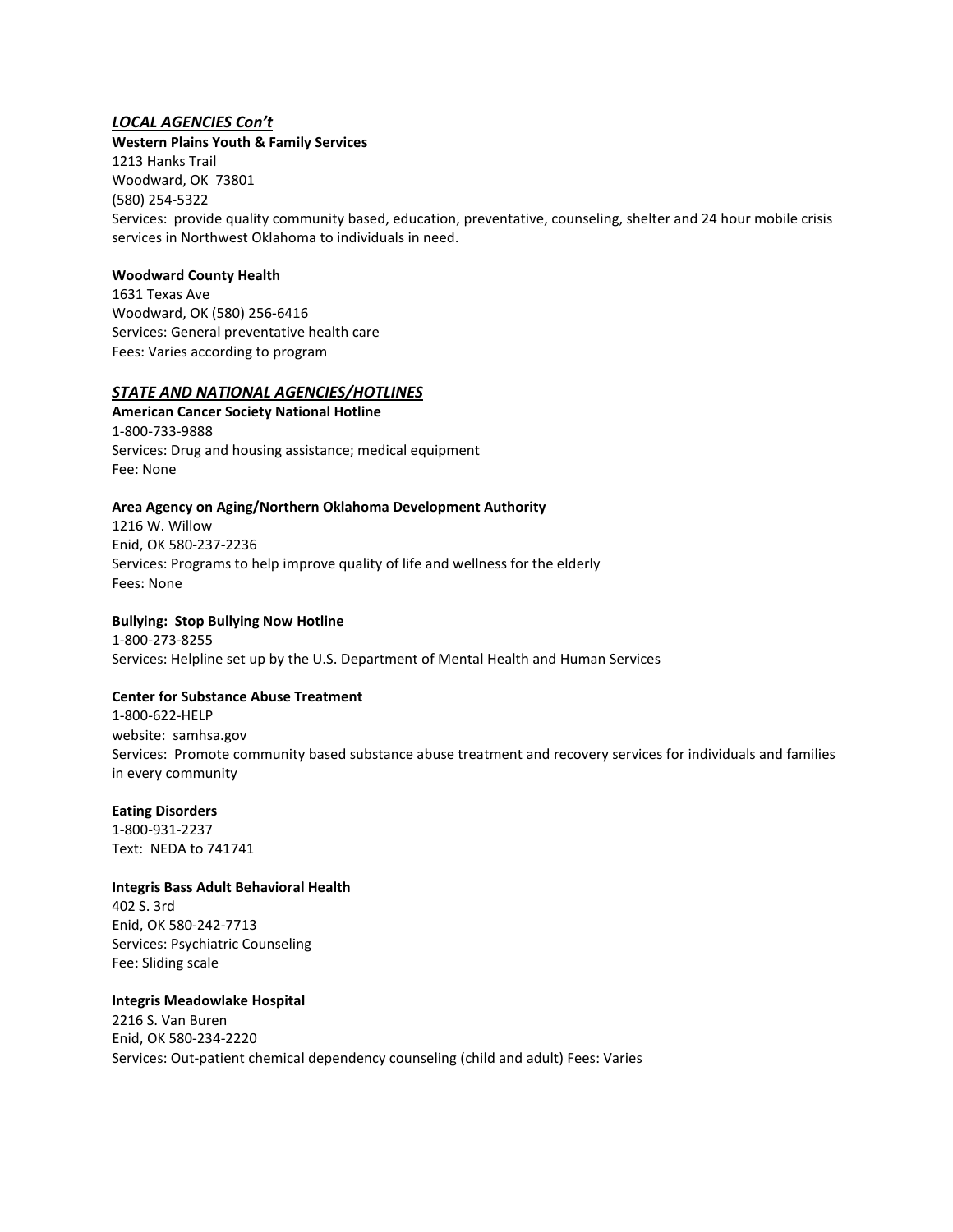## *LOCAL AGENCIES Con't*

**Western Plains Youth & Family Services**
1213 Hanks Trail
Woodward, OK 73801
(580) 254-5322
Services: provide quality community based, education, preventative, counseling, shelter and 24 hour mobile crisis services in Northwest Oklahoma to individuals in need.

**Woodward County Health**
1631 Texas Ave
Woodward, OK (580) 256-6416
Services: General preventative health care
Fees: Varies according to program

## *STATE AND NATIONAL AGENCIES/HOTLINES*

**American Cancer Society National Hotline**
1-800-733-9888
Services: Drug and housing assistance; medical equipment
Fee: None

**Area Agency on Aging/Northern Oklahoma Development Authority**
1216 W. Willow
Enid, OK 580-237-2236
Services: Programs to help improve quality of life and wellness for the elderly
Fees: None

**Bullying: Stop Bullying Now Hotline**
1-800-273-8255
Services: Helpline set up by the U.S. Department of Mental Health and Human Services

**Center for Substance Abuse Treatment**
1-800-622-HELP
website: samhsa.gov
Services: Promote community based substance abuse treatment and recovery services for individuals and families in every community

**Eating Disorders**
1-800-931-2237
Text: NEDA to 741741

**Integris Bass Adult Behavioral Health**
402 S. 3rd
Enid, OK 580-242-7713
Services: Psychiatric Counseling
Fee: Sliding scale

**Integris Meadowlake Hospital**
2216 S. Van Buren
Enid, OK 580-234-2220
Services: Out-patient chemical dependency counseling (child and adult) Fees: Varies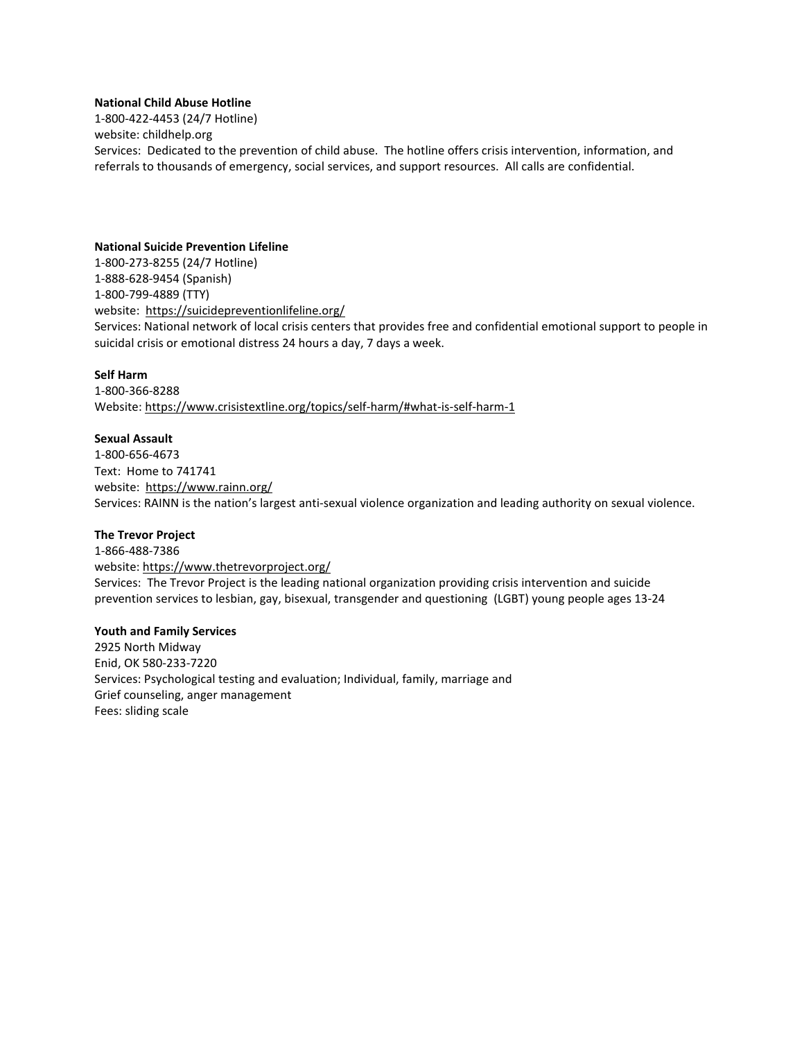**National Child Abuse Hotline**
1-800-422-4453 (24/7 Hotline)
website: childhelp.org
Services: Dedicated to the prevention of child abuse. The hotline offers crisis intervention, information, and referrals to thousands of emergency, social services, and support resources. All calls are confidential.

**National Suicide Prevention Lifeline**
1-800-273-8255 (24/7 Hotline)
1-888-628-9454 (Spanish)
1-800-799-4889 (TTY)
website: https://suicidepreventionlifeline.org/
Services: National network of local crisis centers that provides free and confidential emotional support to people in suicidal crisis or emotional distress 24 hours a day, 7 days a week.

**Self Harm**
1-800-366-8288
Website: https://www.crisistextline.org/topics/self-harm/#what-is-self-harm-1

**Sexual Assault**
1-800-656-4673
Text: Home to 741741
website: https://www.rainn.org/
Services: RAINN is the nation's largest anti-sexual violence organization and leading authority on sexual violence.

**The Trevor Project**
1-866-488-7386
website: https://www.thetrevorproject.org/
Services: The Trevor Project is the leading national organization providing crisis intervention and suicide prevention services to lesbian, gay, bisexual, transgender and questioning (LGBT) young people ages 13-24

**Youth and Family Services**
2925 North Midway
Enid, OK 580-233-7220
Services: Psychological testing and evaluation; Individual, family, marriage and
Grief counseling, anger management
Fees: sliding scale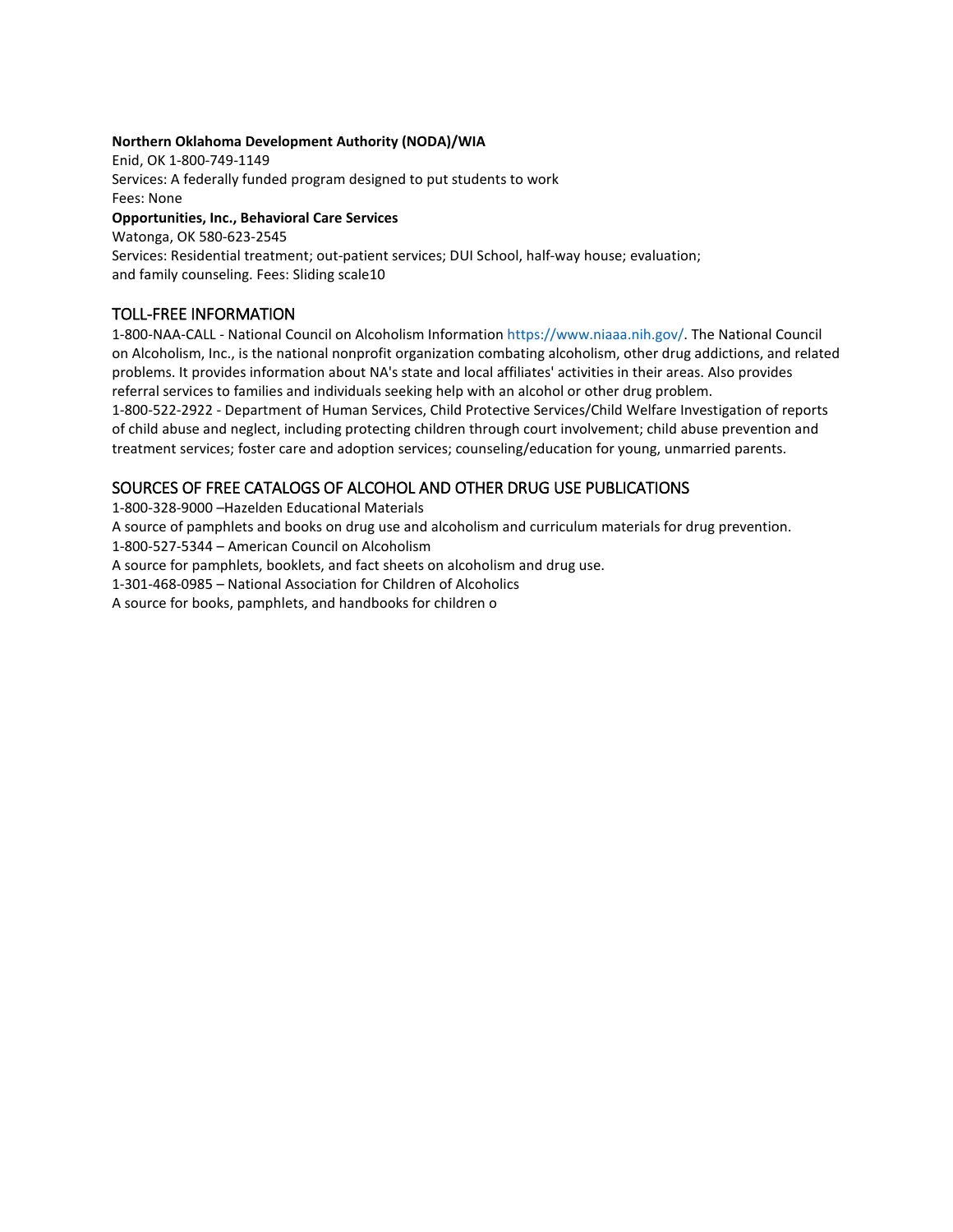**Northern Oklahoma Development Authority (NODA)/WIA**
Enid, OK 1-800-749-1149
Services: A federally funded program designed to put students to work
Fees: None

**Opportunities, Inc., Behavioral Care Services**
Watonga, OK 580-623-2545
Services: Residential treatment; out-patient services; DUI School, half-way house; evaluation; and family counseling. Fees: Sliding scale10

## TOLL-FREE INFORMATION

1-800-NAA-CALL - National Council on Alcoholism Information https://www.niaaa.nih.gov/. The National Council on Alcoholism, Inc., is the national nonprofit organization combating alcoholism, other drug addictions, and related problems. It provides information about NA's state and local affiliates' activities in their areas. Also provides referral services to families and individuals seeking help with an alcohol or other drug problem.
1-800-522-2922 - Department of Human Services, Child Protective Services/Child Welfare Investigation of reports of child abuse and neglect, including protecting children through court involvement; child abuse prevention and treatment services; foster care and adoption services; counseling/education for young, unmarried parents.

## SOURCES OF FREE CATALOGS OF ALCOHOL AND OTHER DRUG USE PUBLICATIONS

1-800-328-9000 –Hazelden Educational Materials
A source of pamphlets and books on drug use and alcoholism and curriculum materials for drug prevention.
1-800-527-5344 – American Council on Alcoholism
A source for pamphlets, booklets, and fact sheets on alcoholism and drug use.
1-301-468-0985 – National Association for Children of Alcoholics
A source for books, pamphlets, and handbooks for children o